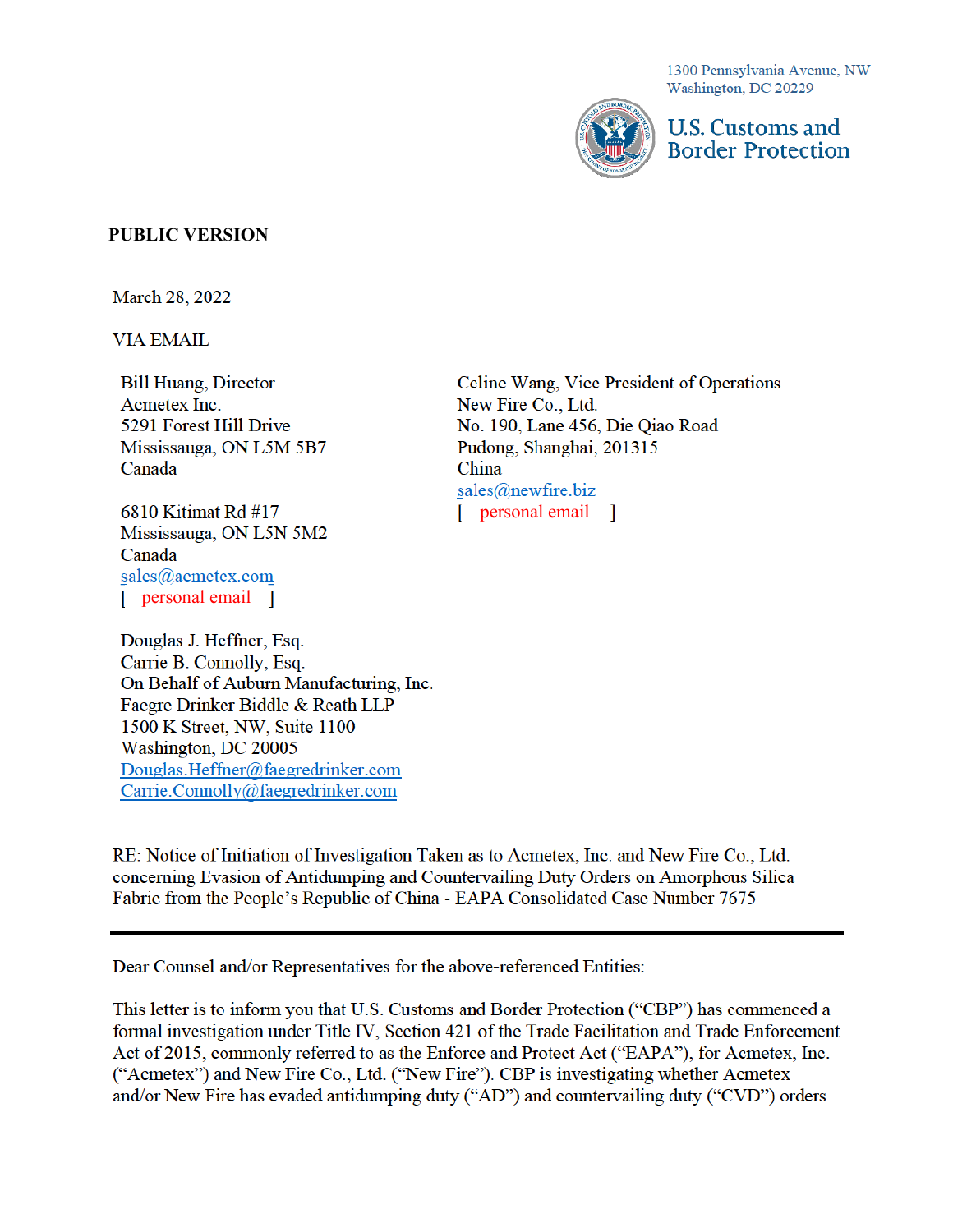1300 Pennsylvania Avenue, NW
Washington, DC 20229

U.S. Customs and Border Protection

**PUBLIC VERSION**

March 28, 2022

VIA EMAIL

Bill Huang, Director
Acmetex Inc.
5291 Forest Hill Drive
Mississauga, ON L5M 5B7
Canada

6810 Kitimat Rd #17
Mississauga, ON L5N 5M2
Canada
sales@acmetex.com
[ personal email ]

Celine Wang, Vice President of Operations
New Fire Co., Ltd.
No. 190, Lane 456, Die Qiao Road
Pudong, Shanghai, 201315
China
sales@newfire.biz
[ personal email ]

Douglas J. Heffner, Esq.
Carrie B. Connolly, Esq.
On Behalf of Auburn Manufacturing, Inc.
Faegre Drinker Biddle & Reath LLP
1500 K Street, NW, Suite 1100
Washington, DC 20005
Douglas.Heffner@faegredrinker.com
Carrie.Connolly@faegredrinker.com

RE: Notice of Initiation of Investigation Taken as to Acmetex, Inc. and New Fire Co., Ltd. concerning Evasion of Antidumping and Countervailing Duty Orders on Amorphous Silica Fabric from the People's Republic of China - EAPA Consolidated Case Number 7675

---

Dear Counsel and/or Representatives for the above-referenced Entities:

This letter is to inform you that U.S. Customs and Border Protection ("CBP") has commenced a formal investigation under Title IV, Section 421 of the Trade Facilitation and Trade Enforcement Act of 2015, commonly referred to as the Enforce and Protect Act ("EAPA"), for Acmetex, Inc. ("Acmetex") and New Fire Co., Ltd. ("New Fire"). CBP is investigating whether Acmetex and/or New Fire has evaded antidumping duty ("AD") and countervailing duty ("CVD") orders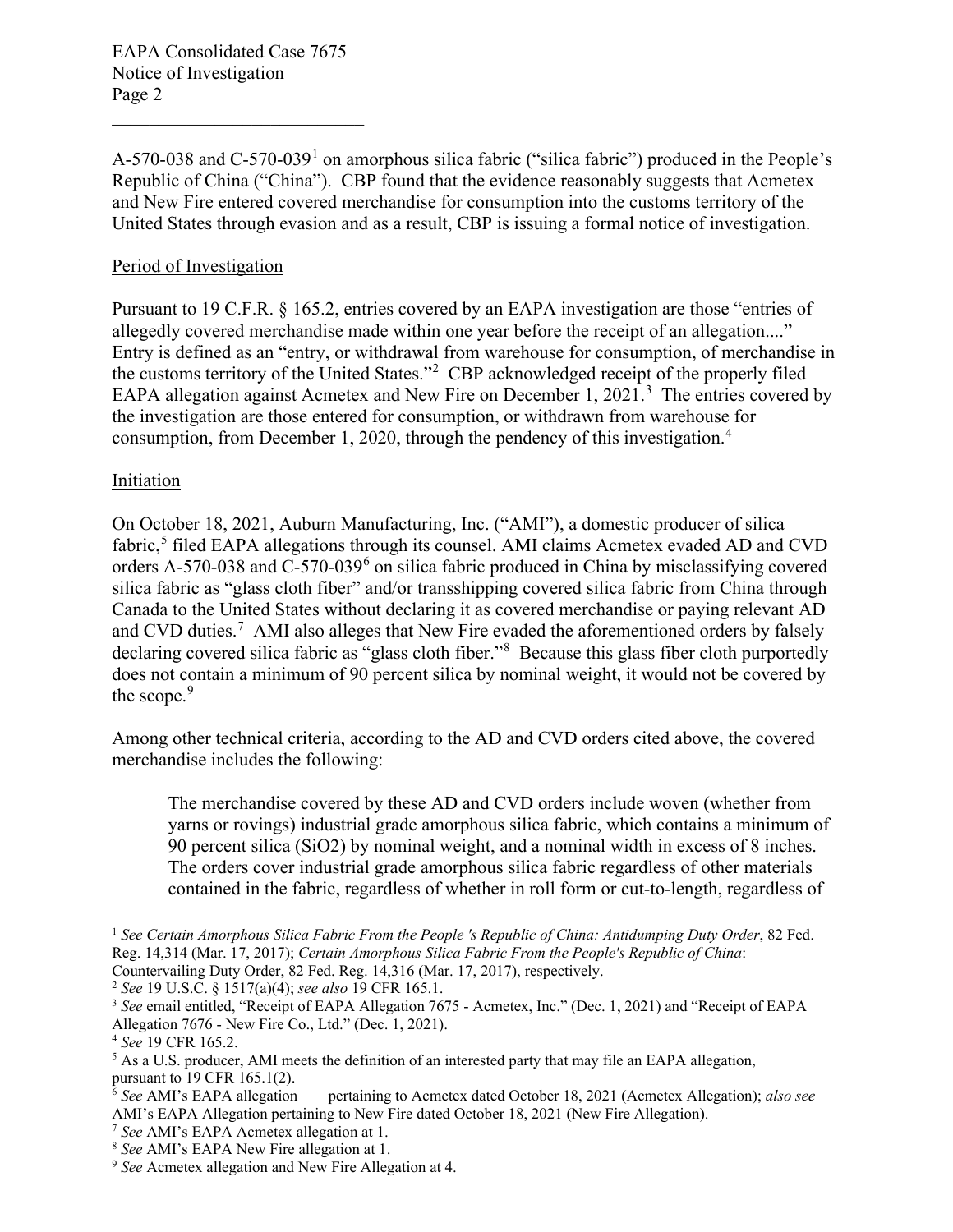A-570-038 and C-570-039[1] on amorphous silica fabric ("silica fabric") produced in the People's Republic of China ("China"). CBP found that the evidence reasonably suggests that Acmetex and New Fire entered covered merchandise for consumption into the customs territory of the United States through evasion and as a result, CBP is issuing a formal notice of investigation.

## Period of Investigation

Pursuant to 19 C.F.R. § 165.2, entries covered by an EAPA investigation are those "entries of allegedly covered merchandise made within one year before the receipt of an allegation...." Entry is defined as an "entry, or withdrawal from warehouse for consumption, of merchandise in the customs territory of the United States."[2] CBP acknowledged receipt of the properly filed EAPA allegation against Acmetex and New Fire on December 1, 2021.[3] The entries covered by the investigation are those entered for consumption, or withdrawn from warehouse for consumption, from December 1, 2020, through the pendency of this investigation.[4]

## Initiation

On October 18, 2021, Auburn Manufacturing, Inc. ("AMI"), a domestic producer of silica fabric,[5] filed EAPA allegations through its counsel. AMI claims Acmetex evaded AD and CVD orders A-570-038 and C-570-039[6] on silica fabric produced in China by misclassifying covered silica fabric as "glass cloth fiber" and/or transshipping covered silica fabric from China through Canada to the United States without declaring it as covered merchandise or paying relevant AD and CVD duties.[7] AMI also alleges that New Fire evaded the aforementioned orders by falsely declaring covered silica fabric as "glass cloth fiber."[8] Because this glass fiber cloth purportedly does not contain a minimum of 90 percent silica by nominal weight, it would not be covered by the scope.[9]

Among other technical criteria, according to the AD and CVD orders cited above, the covered merchandise includes the following:

> The merchandise covered by these AD and CVD orders include woven (whether from yarns or rovings) industrial grade amorphous silica fabric, which contains a minimum of 90 percent silica ($SiO_2$) by nominal weight, and a nominal width in excess of 8 inches. The orders cover industrial grade amorphous silica fabric regardless of other materials contained in the fabric, regardless of whether in roll form or cut-to-length, regardless of

---

[1] *See Certain Amorphous Silica Fabric From the People 's Republic of China: Antidumping Duty Order*, 82 Fed. Reg. 14,314 (Mar. 17, 2017); *Certain Amorphous Silica Fabric From the People's Republic of China*: Countervailing Duty Order, 82 Fed. Reg. 14,316 (Mar. 17, 2017), respectively.

[2] *See* 19 U.S.C. § 1517(a)(4); *see also* 19 CFR 165.1.

[3] *See* email entitled, "Receipt of EAPA Allegation 7675 - Acmetex, Inc." (Dec. 1, 2021) and "Receipt of EAPA Allegation 7676 - New Fire Co., Ltd." (Dec. 1, 2021).

[4] *See* 19 CFR 165.2.

[5] As a U.S. producer, AMI meets the definition of an interested party that may file an EAPA allegation, pursuant to 19 CFR 165.1(2).

[6] *See* AMI's EAPA allegation pertaining to Acmetex dated October 18, 2021 (Acmetex Allegation); *also see* AMI's EAPA Allegation pertaining to New Fire dated October 18, 2021 (New Fire Allegation).

[7] *See* AMI's EAPA Acmetex allegation at 1.

[8] *See* AMI's EAPA New Fire allegation at 1.

[9] *See* Acmetex allegation and New Fire Allegation at 4.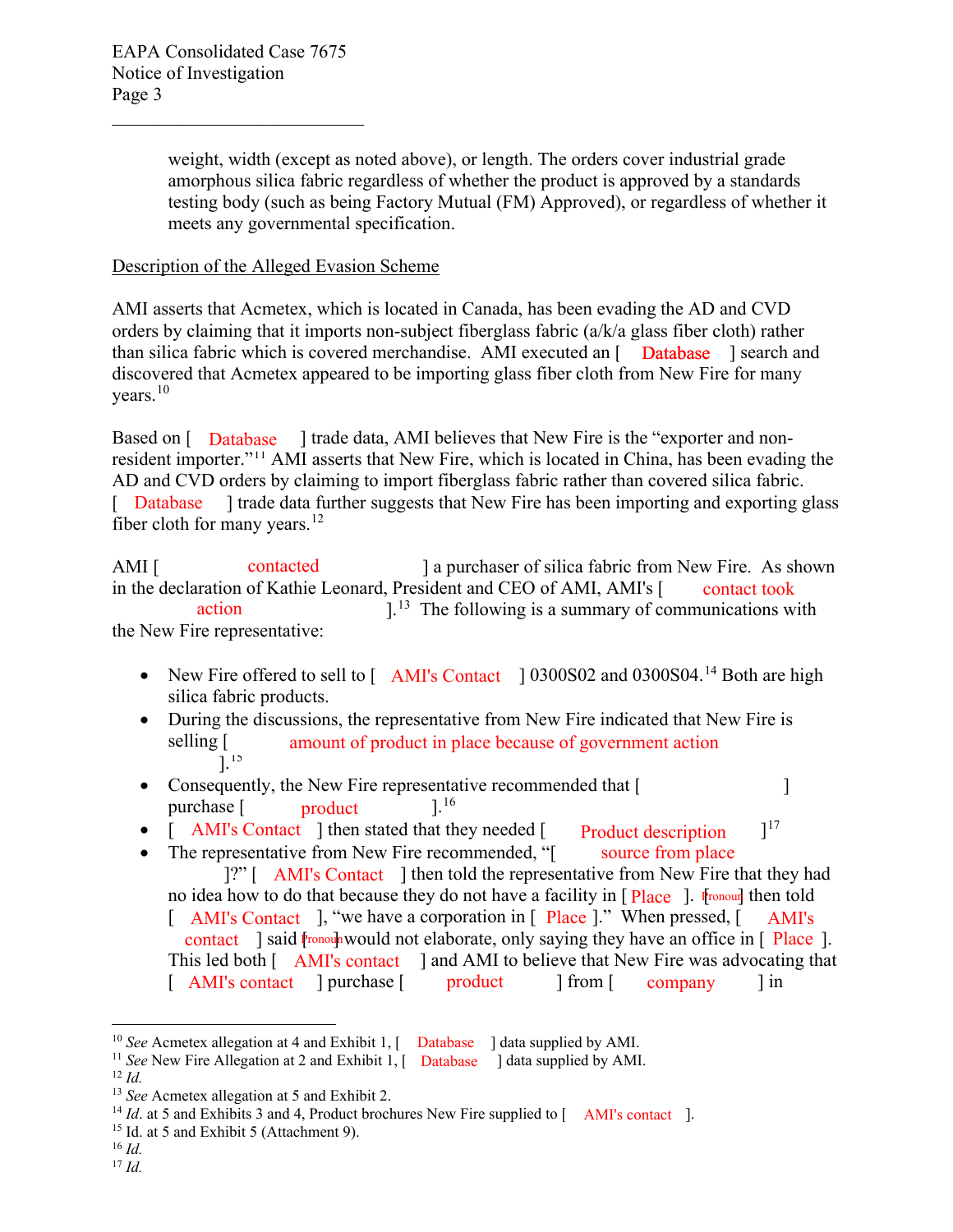weight, width (except as noted above), or length. The orders cover industrial grade amorphous silica fabric regardless of whether the product is approved by a standards testing body (such as being Factory Mutual (FM) Approved), or regardless of whether it meets any governmental specification.

Description of the Alleged Evasion Scheme

AMI asserts that Acmetex, which is located in Canada, has been evading the AD and CVD orders by claiming that it imports non-subject fiberglass fabric (a/k/a glass fiber cloth) rather than silica fabric which is covered merchandise. AMI executed an [ Database ] search and discovered that Acmetex appeared to be importing glass fiber cloth from New Fire for many years.[10]

Based on [ Database ] trade data, AMI believes that New Fire is the "exporter and non-resident importer."[11] AMI asserts that New Fire, which is located in China, has been evading the AD and CVD orders by claiming to import fiberglass fabric rather than covered silica fabric. [ Database ] trade data further suggests that New Fire has been importing and exporting glass fiber cloth for many years.[12]

AMI [ contacted ] a purchaser of silica fabric from New Fire. As shown in the declaration of Kathie Leonard, President and CEO of AMI, AMI's [ contact took action ].[13] The following is a summary of communications with the New Fire representative:

- New Fire offered to sell to [ AMI's Contact ] 0300S02 and 0300S04.[14] Both are high silica fabric products.
- During the discussions, the representative from New Fire indicated that New Fire is selling [ amount of product in place because of government action ].[15]
- Consequently, the New Fire representative recommended that [ ] purchase [ product ].[16]
- [ AMI's Contact ] then stated that they needed [ Product description ][17]
- The representative from New Fire recommended, "[ source from place ]?" [ AMI's Contact ] then told the representative from New Fire that they had no idea how to do that because they do not have a facility in [ Place ]. [Pronoun] then told [ AMI's Contact ], "we have a corporation in [ Place ]." When pressed, [ AMI's contact ] said [Pronoun] would not elaborate, only saying they have an office in [ Place ]. This led both [ AMI's contact ] and AMI to believe that New Fire was advocating that [ AMI's contact ] purchase [ product ] from [ company ] in

---

[10] *See* Acmetex allegation at 4 and Exhibit 1, [ Database ] data supplied by AMI.

[11] *See* New Fire Allegation at 2 and Exhibit 1, [ Database ] data supplied by AMI.

[12] *Id.*

[13] *See* Acmetex allegation at 5 and Exhibit 2.

[14] *Id.* at 5 and Exhibits 3 and 4, Product brochures New Fire supplied to [ AMI's contact ].

[15] Id. at 5 and Exhibit 5 (Attachment 9).

[16] *Id.*

[17] *Id.*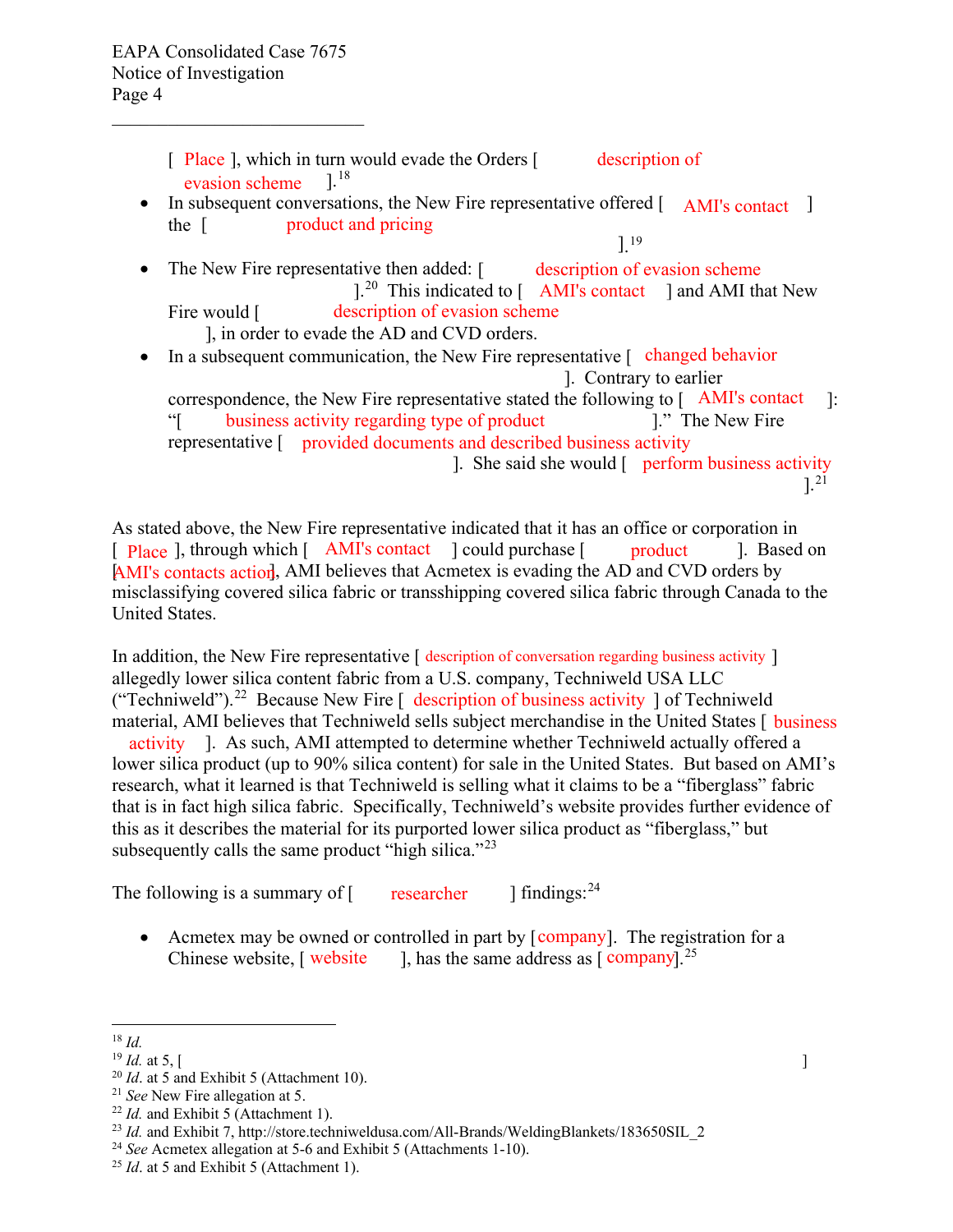[ Place ], which in turn would evade the Orders [ description of evasion scheme ].[18]

- In subsequent conversations, the New Fire representative offered [ AMI's contact ] the [ product and pricing ].[19]
- The New Fire representative then added: [ description of evasion scheme ].[20] This indicated to [ AMI's contact ] and AMI that New Fire would [ description of evasion scheme ], in order to evade the AD and CVD orders.
- In a subsequent communication, the New Fire representative [ changed behavior ]. Contrary to earlier correspondence, the New Fire representative stated the following to [ AMI's contact ]: "[ business activity regarding type of product ]." The New Fire representative [ provided documents and described business activity ]. She said she would [ perform business activity ].[21]

As stated above, the New Fire representative indicated that it has an office or corporation in [ Place ], through which [ AMI's contact ] could purchase [ product ]. Based on [AMI's contacts action], AMI believes that Acmetex is evading the AD and CVD orders by misclassifying covered silica fabric or transshipping covered silica fabric through Canada to the United States.

In addition, the New Fire representative [ description of conversation regarding business activity ] allegedly lower silica content fabric from a U.S. company, Techniweld USA LLC ("Techniweld").[22] Because New Fire [ description of business activity ] of Techniweld material, AMI believes that Techniweld sells subject merchandise in the United States [ business activity ]. As such, AMI attempted to determine whether Techniweld actually offered a lower silica product (up to 90% silica content) for sale in the United States. But based on AMI's research, what it learned is that Techniweld is selling what it claims to be a "fiberglass" fabric that is in fact high silica fabric. Specifically, Techniweld's website provides further evidence of this as it describes the material for its purported lower silica product as "fiberglass," but subsequently calls the same product "high silica."[23]

The following is a summary of [ researcher ] findings:[24]

- Acmetex may be owned or controlled in part by [company]. The registration for a Chinese website, [ website ], has the same address as [ company].[25]

---

[18] *Id.*

[19] *Id.* at 5, [ ]

[20] *Id.* at 5 and Exhibit 5 (Attachment 10).

[21] *See* New Fire allegation at 5.

[22] *Id.* and Exhibit 5 (Attachment 1).

[23] *Id.* and Exhibit 7, http://store.techniweldusa.com/All-Brands/WeldingBlankets/183650SIL_2

[24] *See* Acmetex allegation at 5-6 and Exhibit 5 (Attachments 1-10).

[25] *Id.* at 5 and Exhibit 5 (Attachment 1).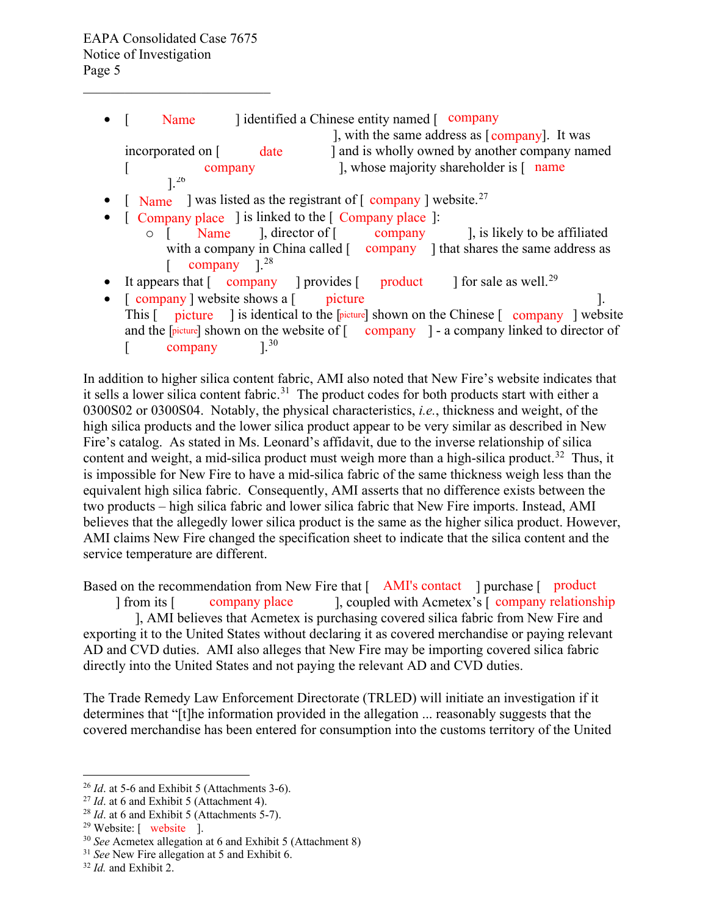- [ Name ] identified a Chinese entity named [ company ], with the same address as [company]. It was incorporated on [ date ] and is wholly owned by another company named [ company ], whose majority shareholder is [ name ].[26]
- [ Name ] was listed as the registrant of [ company ] website.[27]
- [ Company place ] is linked to the [ Company place ]:
  - [ Name ], director of [ company ], is likely to be affiliated with a company in China called [ company ] that shares the same address as [ company ].[28]
- It appears that [ company ] provides [ product ] for sale as well.[29]
- [ company ] website shows a [ picture ]. This [ picture ] is identical to the [picture] shown on the Chinese [ company ] website and the [picture] shown on the website of [ company ] - a company linked to director of [ company ].[30]

In addition to higher silica content fabric, AMI also noted that New Fire's website indicates that it sells a lower silica content fabric.[31] The product codes for both products start with either a 0300S02 or 0300S04. Notably, the physical characteristics, *i.e.*, thickness and weight, of the high silica products and the lower silica product appear to be very similar as described in New Fire's catalog. As stated in Ms. Leonard's affidavit, due to the inverse relationship of silica content and weight, a mid-silica product must weigh more than a high-silica product.[32] Thus, it is impossible for New Fire to have a mid-silica fabric of the same thickness weigh less than the equivalent high silica fabric. Consequently, AMI asserts that no difference exists between the two products – high silica fabric and lower silica fabric that New Fire imports. Instead, AMI believes that the allegedly lower silica product is the same as the higher silica product. However, AMI claims New Fire changed the specification sheet to indicate that the silica content and the service temperature are different.

Based on the recommendation from New Fire that [ AMI's contact ] purchase [ product ] from its [ company place ], coupled with Acmetex's [ company relationship ], AMI believes that Acmetex is purchasing covered silica fabric from New Fire and exporting it to the United States without declaring it as covered merchandise or paying relevant AD and CVD duties. AMI also alleges that New Fire may be importing covered silica fabric directly into the United States and not paying the relevant AD and CVD duties.

The Trade Remedy Law Enforcement Directorate (TRLED) will initiate an investigation if it determines that "[t]he information provided in the allegation ... reasonably suggests that the covered merchandise has been entered for consumption into the customs territory of the United

---

[26] *Id*. at 5-6 and Exhibit 5 (Attachments 3-6).

[27] *Id*. at 6 and Exhibit 5 (Attachment 4).

[28] *Id*. at 6 and Exhibit 5 (Attachments 5-7).

[29] Website: [ website ].

[30] *See* Acmetex allegation at 6 and Exhibit 5 (Attachment 8)

[31] *See* New Fire allegation at 5 and Exhibit 6.

[32] *Id.* and Exhibit 2.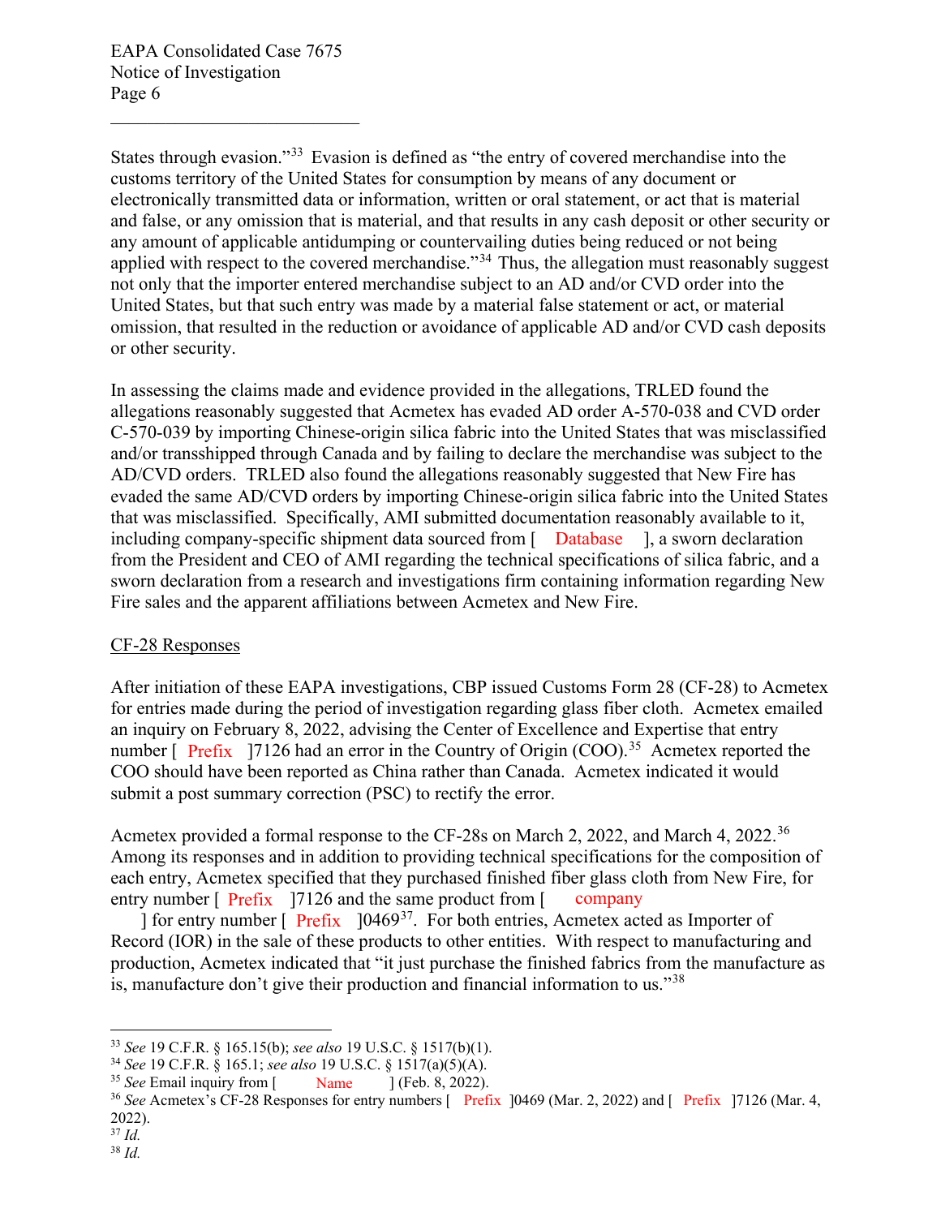States through evasion."[33] Evasion is defined as "the entry of covered merchandise into the customs territory of the United States for consumption by means of any document or electronically transmitted data or information, written or oral statement, or act that is material and false, or any omission that is material, and that results in any cash deposit or other security or any amount of applicable antidumping or countervailing duties being reduced or not being applied with respect to the covered merchandise."[34] Thus, the allegation must reasonably suggest not only that the importer entered merchandise subject to an AD and/or CVD order into the United States, but that such entry was made by a material false statement or act, or material omission, that resulted in the reduction or avoidance of applicable AD and/or CVD cash deposits or other security.

In assessing the claims made and evidence provided in the allegations, TRLED found the allegations reasonably suggested that Acmetex has evaded AD order A-570-038 and CVD order C-570-039 by importing Chinese-origin silica fabric into the United States that was misclassified and/or transshipped through Canada and by failing to declare the merchandise was subject to the AD/CVD orders. TRLED also found the allegations reasonably suggested that New Fire has evaded the same AD/CVD orders by importing Chinese-origin silica fabric into the United States that was misclassified. Specifically, AMI submitted documentation reasonably available to it, including company-specific shipment data sourced from [ Database ], a sworn declaration from the President and CEO of AMI regarding the technical specifications of silica fabric, and a sworn declaration from a research and investigations firm containing information regarding New Fire sales and the apparent affiliations between Acmetex and New Fire.

CF-28 Responses

After initiation of these EAPA investigations, CBP issued Customs Form 28 (CF-28) to Acmetex for entries made during the period of investigation regarding glass fiber cloth. Acmetex emailed an inquiry on February 8, 2022, advising the Center of Excellence and Expertise that entry number [ Prefix ]7126 had an error in the Country of Origin (COO).[35] Acmetex reported the COO should have been reported as China rather than Canada. Acmetex indicated it would submit a post summary correction (PSC) to rectify the error.

Acmetex provided a formal response to the CF-28s on March 2, 2022, and March 4, 2022.[36] Among its responses and in addition to providing technical specifications for the composition of each entry, Acmetex specified that they purchased finished fiber glass cloth from New Fire, for entry number [ Prefix ]7126 and the same product from [ company ] for entry number [ Prefix ]0469[37]. For both entries, Acmetex acted as Importer of Record (IOR) in the sale of these products to other entities. With respect to manufacturing and production, Acmetex indicated that "it just purchase the finished fabrics from the manufacture as is, manufacture don't give their production and financial information to us."[38]

---

[33] *See* 19 C.F.R. § 165.15(b); *see also* 19 U.S.C. § 1517(b)(1).

[34] *See* 19 C.F.R. § 165.1; *see also* 19 U.S.C. § 1517(a)(5)(A).

[35] *See* Email inquiry from [ Name ] (Feb. 8, 2022).

[36] *See* Acmetex's CF-28 Responses for entry numbers [ Prefix ]0469 (Mar. 2, 2022) and [ Prefix ]7126 (Mar. 4, 2022).

[37] *Id.*

[38] *Id.*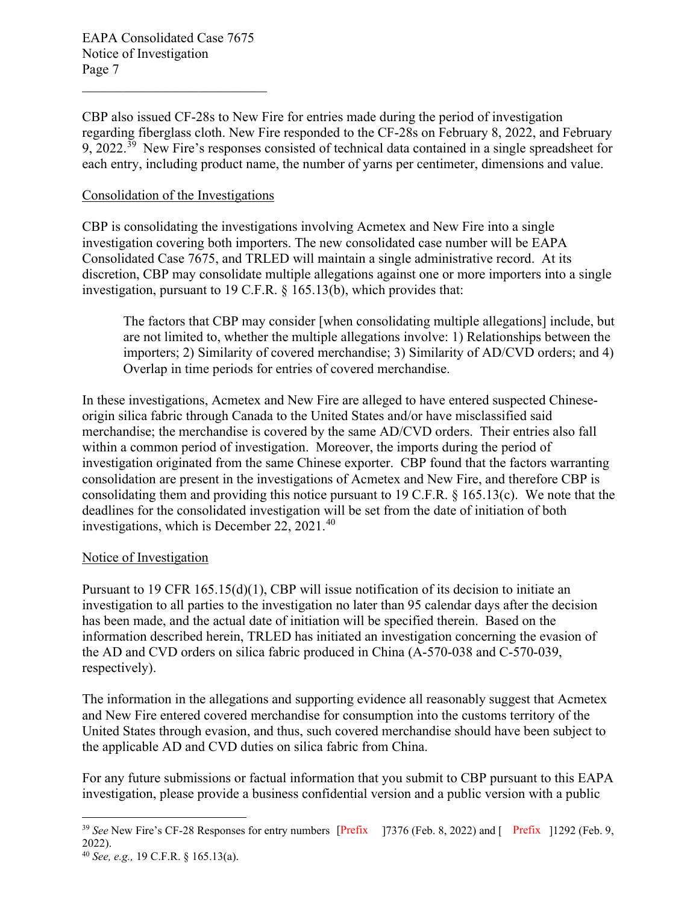CBP also issued CF-28s to New Fire for entries made during the period of investigation regarding fiberglass cloth. New Fire responded to the CF-28s on February 8, 2022, and February 9, 2022.[39] New Fire's responses consisted of technical data contained in a single spreadsheet for each entry, including product name, the number of yarns per centimeter, dimensions and value.

Consolidation of the Investigations

CBP is consolidating the investigations involving Acmetex and New Fire into a single investigation covering both importers. The new consolidated case number will be EAPA Consolidated Case 7675, and TRLED will maintain a single administrative record. At its discretion, CBP may consolidate multiple allegations against one or more importers into a single investigation, pursuant to 19 C.F.R. § 165.13(b), which provides that:

> The factors that CBP may consider [when consolidating multiple allegations] include, but are not limited to, whether the multiple allegations involve: 1) Relationships between the importers; 2) Similarity of covered merchandise; 3) Similarity of AD/CVD orders; and 4) Overlap in time periods for entries of covered merchandise.

In these investigations, Acmetex and New Fire are alleged to have entered suspected Chinese-origin silica fabric through Canada to the United States and/or have misclassified said merchandise; the merchandise is covered by the same AD/CVD orders. Their entries also fall within a common period of investigation. Moreover, the imports during the period of investigation originated from the same Chinese exporter. CBP found that the factors warranting consolidation are present in the investigations of Acmetex and New Fire, and therefore CBP is consolidating them and providing this notice pursuant to 19 C.F.R. § 165.13(c). We note that the deadlines for the consolidated investigation will be set from the date of initiation of both investigations, which is December 22, 2021.[40]

Notice of Investigation

Pursuant to 19 CFR 165.15(d)(1), CBP will issue notification of its decision to initiate an investigation to all parties to the investigation no later than 95 calendar days after the decision has been made, and the actual date of initiation will be specified therein. Based on the information described herein, TRLED has initiated an investigation concerning the evasion of the AD and CVD orders on silica fabric produced in China (A-570-038 and C-570-039, respectively).

The information in the allegations and supporting evidence all reasonably suggest that Acmetex and New Fire entered covered merchandise for consumption into the customs territory of the United States through evasion, and thus, such covered merchandise should have been subject to the applicable AD and CVD duties on silica fabric from China.

For any future submissions or factual information that you submit to CBP pursuant to this EAPA investigation, please provide a business confidential version and a public version with a public

---

[39] *See* New Fire's CF-28 Responses for entry numbers [Prefix ]7376 (Feb. 8, 2022) and [ Prefix ]1292 (Feb. 9, 2022).

[40] *See, e.g.,* 19 C.F.R. § 165.13(a).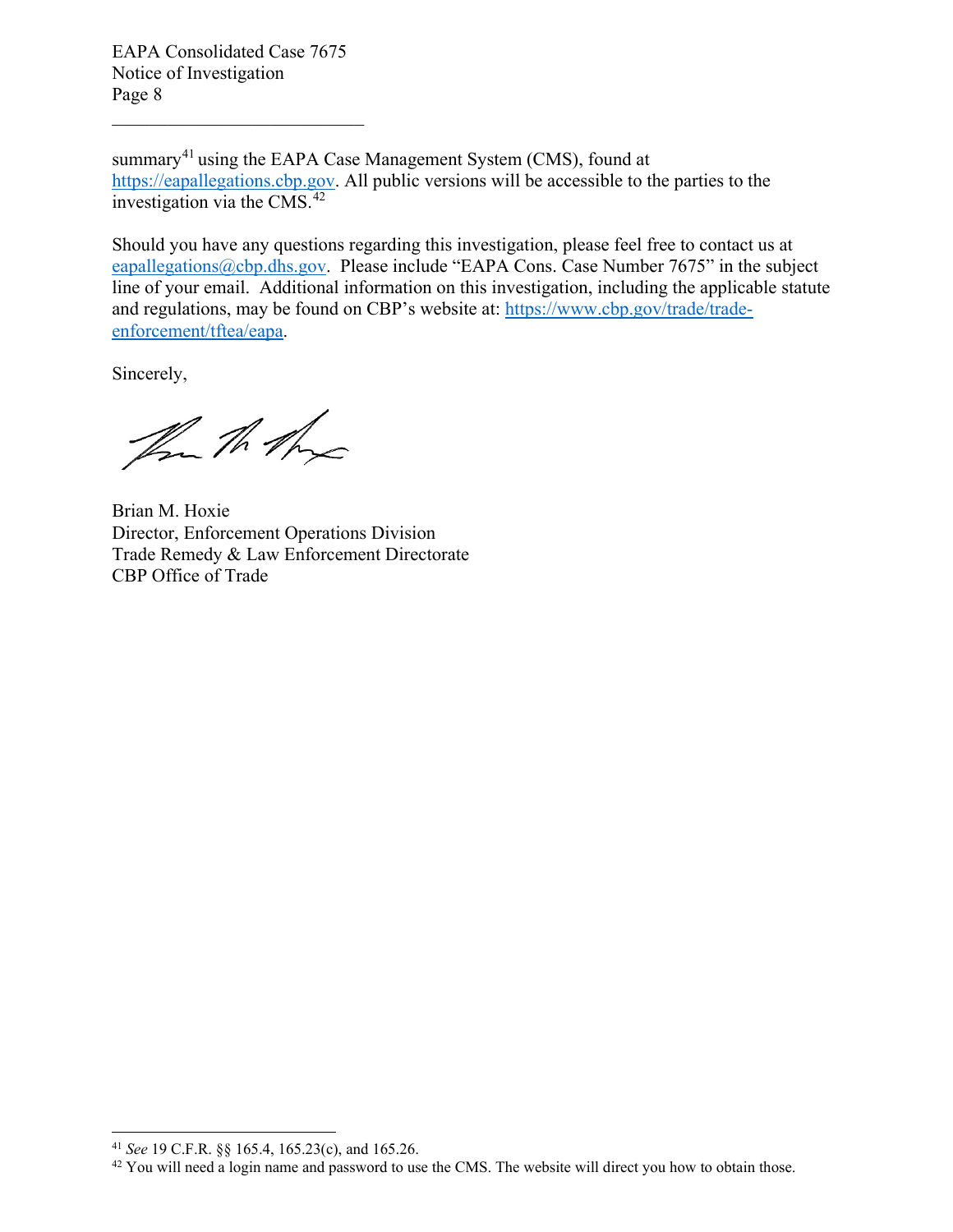summary[41] using the EAPA Case Management System (CMS), found at https://eapallegations.cbp.gov. All public versions will be accessible to the parties to the investigation via the CMS.[42]

Should you have any questions regarding this investigation, please feel free to contact us at eapallegations@cbp.dhs.gov. Please include "EAPA Cons. Case Number 7675" in the subject line of your email. Additional information on this investigation, including the applicable statute and regulations, may be found on CBP's website at: https://www.cbp.gov/trade/trade-enforcement/tftea/eapa.

Sincerely,

Brian M. Hoxie
Director, Enforcement Operations Division
Trade Remedy & Law Enforcement Directorate
CBP Office of Trade

---

[41] *See* 19 C.F.R. §§ 165.4, 165.23(c), and 165.26.

[42] You will need a login name and password to use the CMS. The website will direct you how to obtain those.